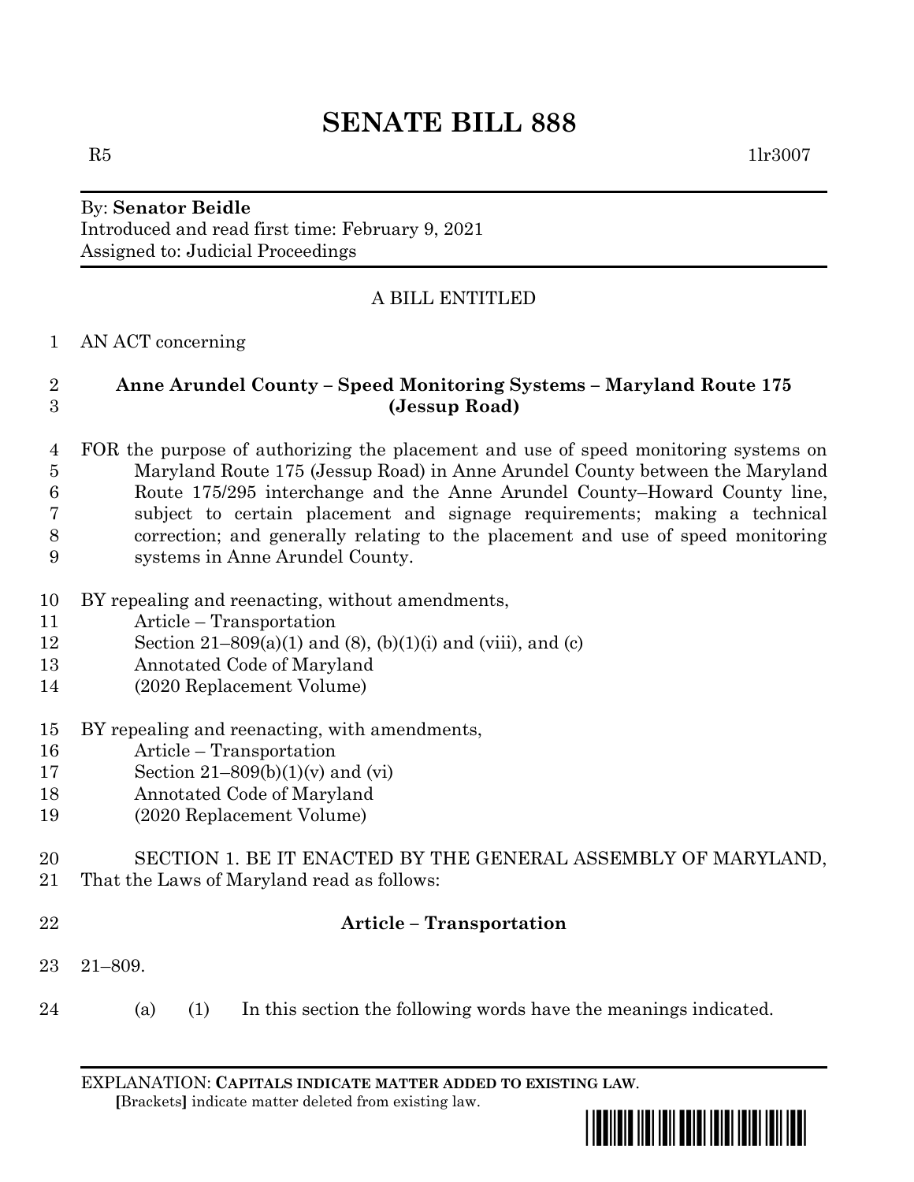# SENATE BILL 888

R5 1lr3007

By: **Senator Beidle**
Introduced and read first time: February 9, 2021
Assigned to: Judicial Proceedings

A BILL ENTITLED

1 AN ACT concerning

2 **Anne Arundel County – Speed Monitoring Systems – Maryland Route 175**
3 **(Jessup Road)**

4 FOR the purpose of authorizing the placement and use of speed monitoring systems on
5 Maryland Route 175 (Jessup Road) in Anne Arundel County between the Maryland
6 Route 175/295 interchange and the Anne Arundel County–Howard County line,
7 subject to certain placement and signage requirements; making a technical
8 correction; and generally relating to the placement and use of speed monitoring
9 systems in Anne Arundel County.

10 BY repealing and reenacting, without amendments,
11 Article – Transportation
12 Section 21–809(a)(1) and (8), (b)(1)(i) and (viii), and (c)
13 Annotated Code of Maryland
14 (2020 Replacement Volume)

15 BY repealing and reenacting, with amendments,
16 Article – Transportation
17 Section 21–809(b)(1)(v) and (vi)
18 Annotated Code of Maryland
19 (2020 Replacement Volume)

20 SECTION 1. BE IT ENACTED BY THE GENERAL ASSEMBLY OF MARYLAND,
21 That the Laws of Maryland read as follows:

22 **Article – Transportation**

23 21–809.

24 (a) (1) In this section the following words have the meanings indicated.

EXPLANATION: **CAPITALS INDICATE MATTER ADDED TO EXISTING LAW.**
**[**Brackets**]** indicate matter deleted from existing law.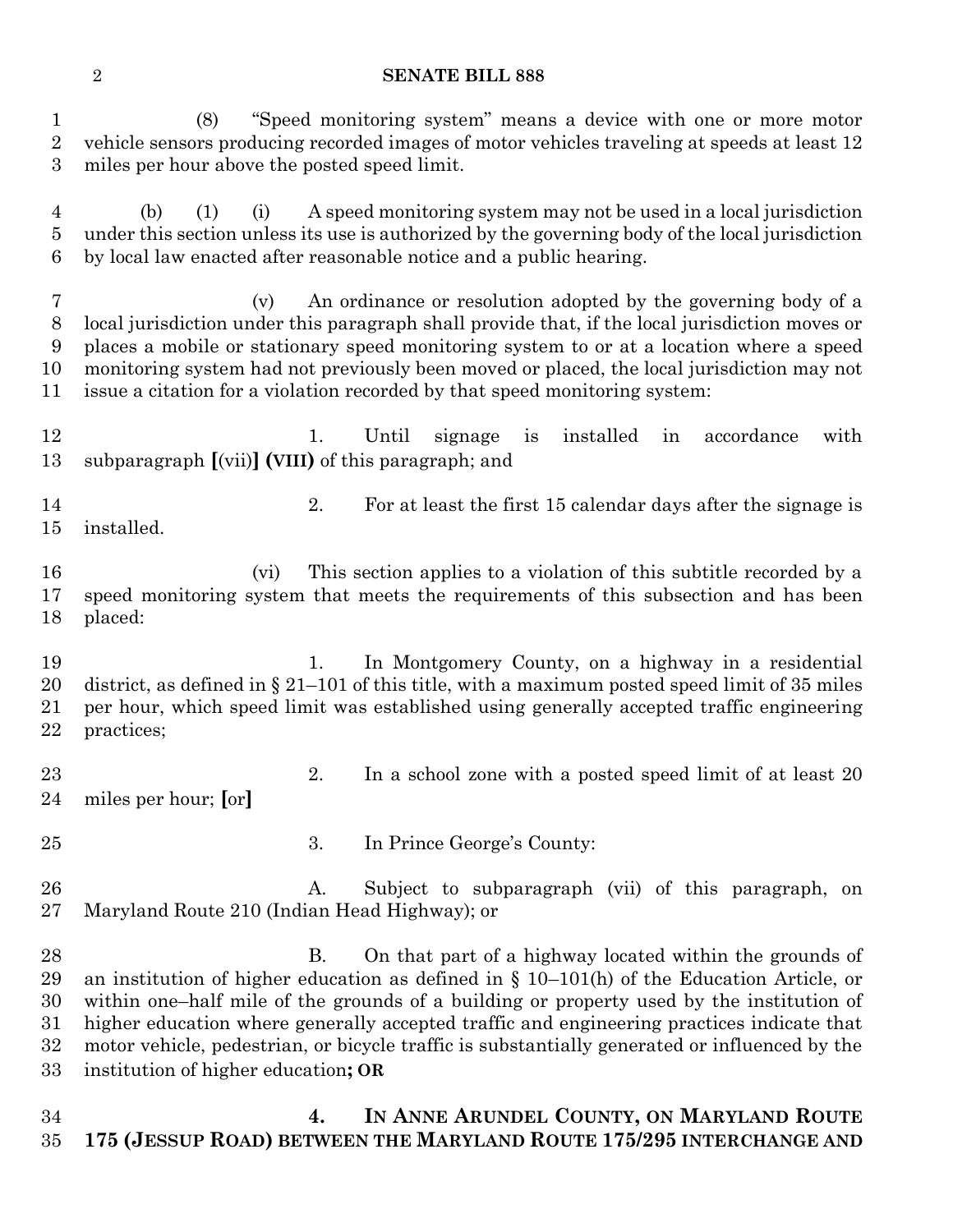(8) "Speed monitoring system" means a device with one or more motor vehicle sensors producing recorded images of motor vehicles traveling at speeds at least 12 miles per hour above the posted speed limit.

(b) (1) (i) A speed monitoring system may not be used in a local jurisdiction under this section unless its use is authorized by the governing body of the local jurisdiction by local law enacted after reasonable notice and a public hearing.

(v) An ordinance or resolution adopted by the governing body of a local jurisdiction under this paragraph shall provide that, if the local jurisdiction moves or places a mobile or stationary speed monitoring system to or at a location where a speed monitoring system had not previously been moved or placed, the local jurisdiction may not issue a citation for a violation recorded by that speed monitoring system:

1. Until signage is installed in accordance with subparagraph **[**(vii)**] (VIII)** of this paragraph; and

2. For at least the first 15 calendar days after the signage is installed.

(vi) This section applies to a violation of this subtitle recorded by a speed monitoring system that meets the requirements of this subsection and has been placed:

1. In Montgomery County, on a highway in a residential district, as defined in § 21–101 of this title, with a maximum posted speed limit of 35 miles per hour, which speed limit was established using generally accepted traffic engineering practices;

2. In a school zone with a posted speed limit of at least 20 miles per hour; **[**or**]**

3. In Prince George's County:

A. Subject to subparagraph (vii) of this paragraph, on Maryland Route 210 (Indian Head Highway); or

B. On that part of a highway located within the grounds of an institution of higher education as defined in § 10–101(h) of the Education Article, or within one–half mile of the grounds of a building or property used by the institution of higher education where generally accepted traffic and engineering practices indicate that motor vehicle, pedestrian, or bicycle traffic is substantially generated or influenced by the institution of higher education**; OR**

**4. IN ANNE ARUNDEL COUNTY, ON MARYLAND ROUTE 175 (JESSUP ROAD) BETWEEN THE MARYLAND ROUTE 175/295 INTERCHANGE AND**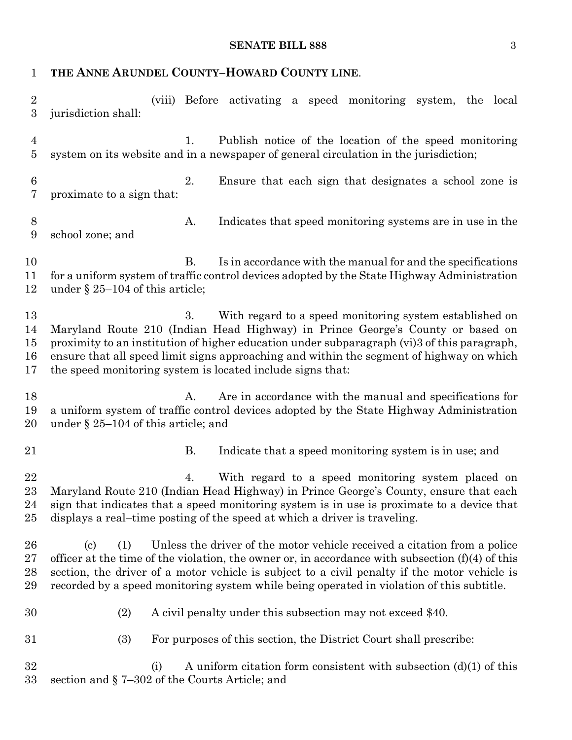**THE ANNE ARUNDEL COUNTY–HOWARD COUNTY LINE**.

(viii) Before activating a speed monitoring system, the local jurisdiction shall:

1. Publish notice of the location of the speed monitoring system on its website and in a newspaper of general circulation in the jurisdiction;

2. Ensure that each sign that designates a school zone is proximate to a sign that:

A. Indicates that speed monitoring systems are in use in the school zone; and

B. Is in accordance with the manual for and the specifications for a uniform system of traffic control devices adopted by the State Highway Administration under § 25–104 of this article;

3. With regard to a speed monitoring system established on Maryland Route 210 (Indian Head Highway) in Prince George's County or based on proximity to an institution of higher education under subparagraph (vi)3 of this paragraph, ensure that all speed limit signs approaching and within the segment of highway on which the speed monitoring system is located include signs that:

A. Are in accordance with the manual and specifications for a uniform system of traffic control devices adopted by the State Highway Administration under § 25–104 of this article; and

B. Indicate that a speed monitoring system is in use; and

4. With regard to a speed monitoring system placed on Maryland Route 210 (Indian Head Highway) in Prince George's County, ensure that each sign that indicates that a speed monitoring system is in use is proximate to a device that displays a real–time posting of the speed at which a driver is traveling.

(c) (1) Unless the driver of the motor vehicle received a citation from a police officer at the time of the violation, the owner or, in accordance with subsection (f)(4) of this section, the driver of a motor vehicle is subject to a civil penalty if the motor vehicle is recorded by a speed monitoring system while being operated in violation of this subtitle.

(2) A civil penalty under this subsection may not exceed $40.

(3) For purposes of this section, the District Court shall prescribe:

(i) A uniform citation form consistent with subsection (d)(1) of this section and § 7–302 of the Courts Article; and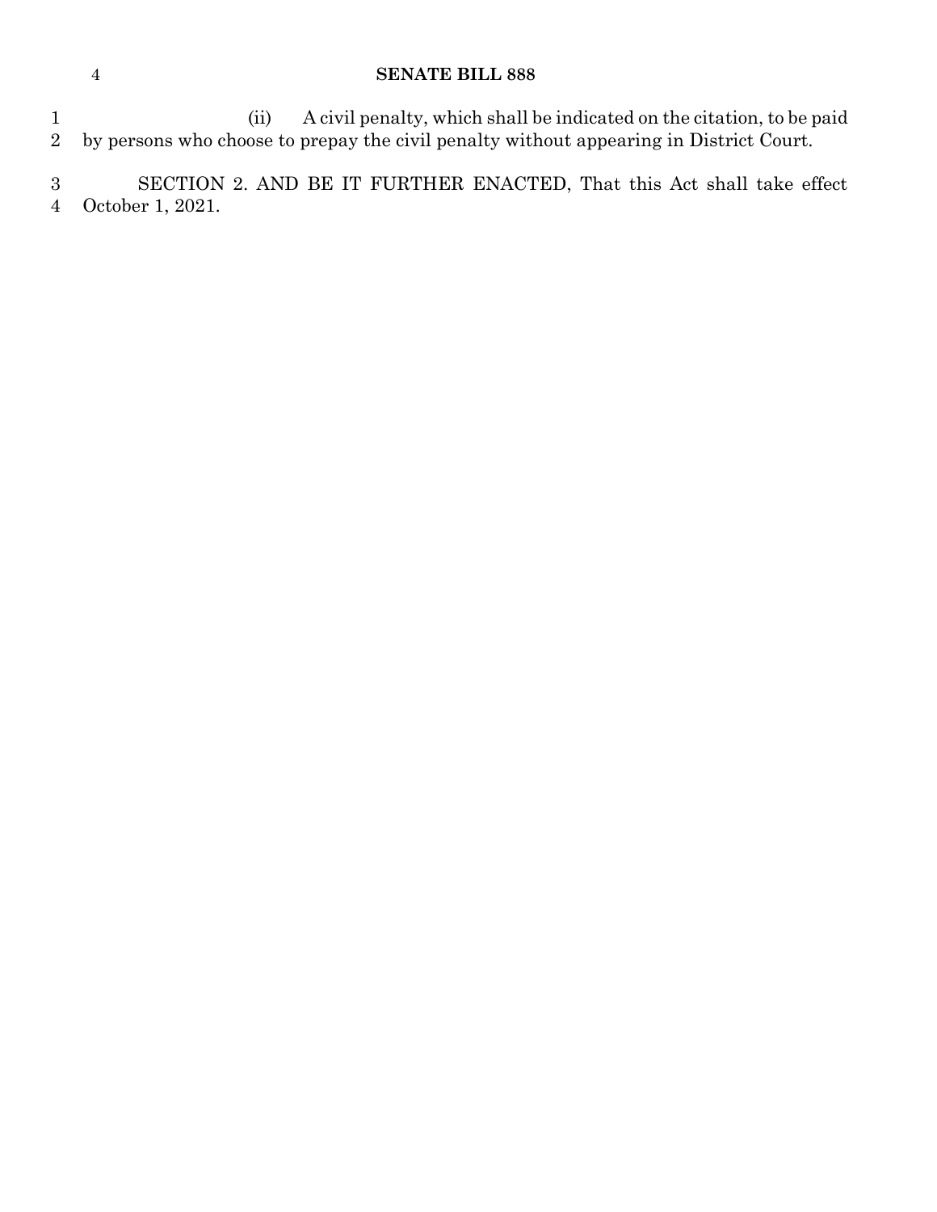(ii) A civil penalty, which shall be indicated on the citation, to be paid by persons who choose to prepay the civil penalty without appearing in District Court.

SECTION 2. AND BE IT FURTHER ENACTED, That this Act shall take effect October 1, 2021.